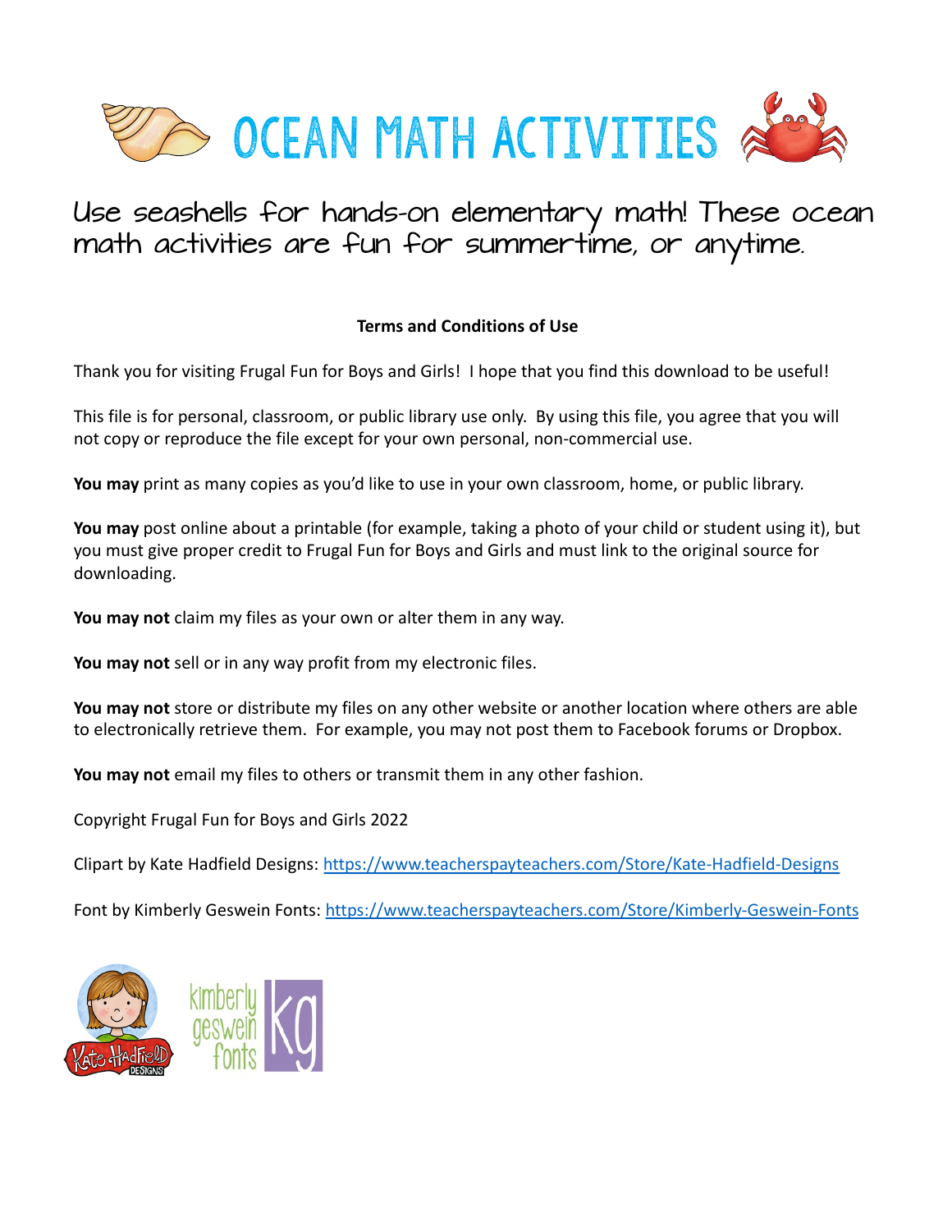# OCEAN MATH ACTIVITIES

Use seashells for hands-on elementary math! These ocean math activities are fun for summertime, or anytime.

**Terms and Conditions of Use**

Thank you for visiting Frugal Fun for Boys and Girls! I hope that you find this download to be useful!

This file is for personal, classroom, or public library use only. By using this file, you agree that you will not copy or reproduce the file except for your own personal, non-commercial use.

**You may** print as many copies as you'd like to use in your own classroom, home, or public library.

**You may** post online about a printable (for example, taking a photo of your child or student using it), but you must give proper credit to Frugal Fun for Boys and Girls and must link to the original source for downloading.

**You may not** claim my files as your own or alter them in any way.

**You may not** sell or in any way profit from my electronic files.

**You may not** store or distribute my files on any other website or another location where others are able to electronically retrieve them. For example, you may not post them to Facebook forums or Dropbox.

**You may not** email my files to others or transmit them in any other fashion.

Copyright Frugal Fun for Boys and Girls 2022

Clipart by Kate Hadfield Designs: https://www.teacherspayteachers.com/Store/Kate-Hadfield-Designs

Font by Kimberly Geswein Fonts: https://www.teacherspayteachers.com/Store/Kimberly-Geswein-Fonts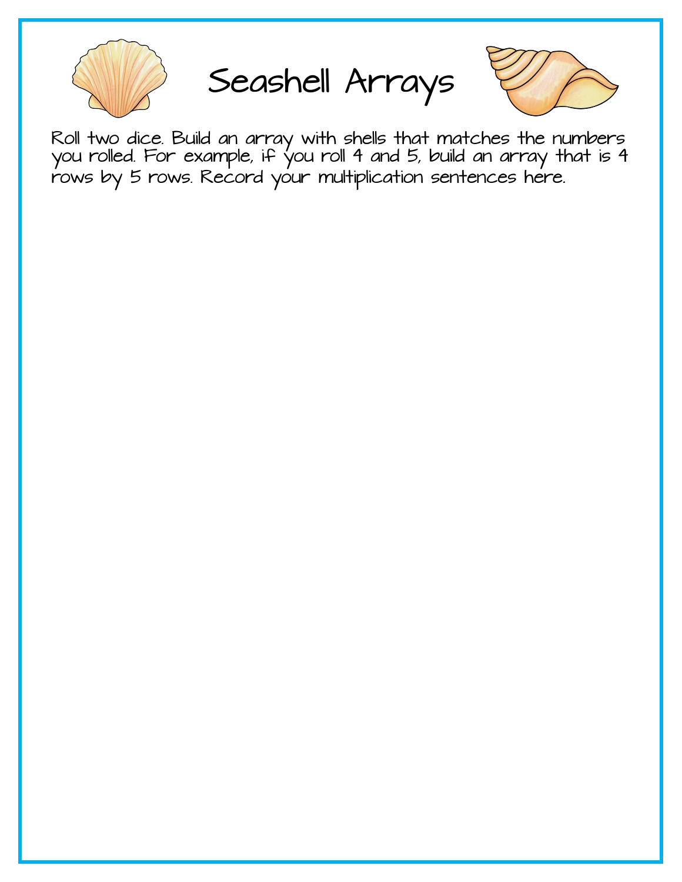# Seashell Arrays

Roll two dice. Build an array with shells that matches the numbers you rolled. For example, if you roll 4 and 5, build an array that is 4 rows by 5 rows. Record your multiplication sentences here.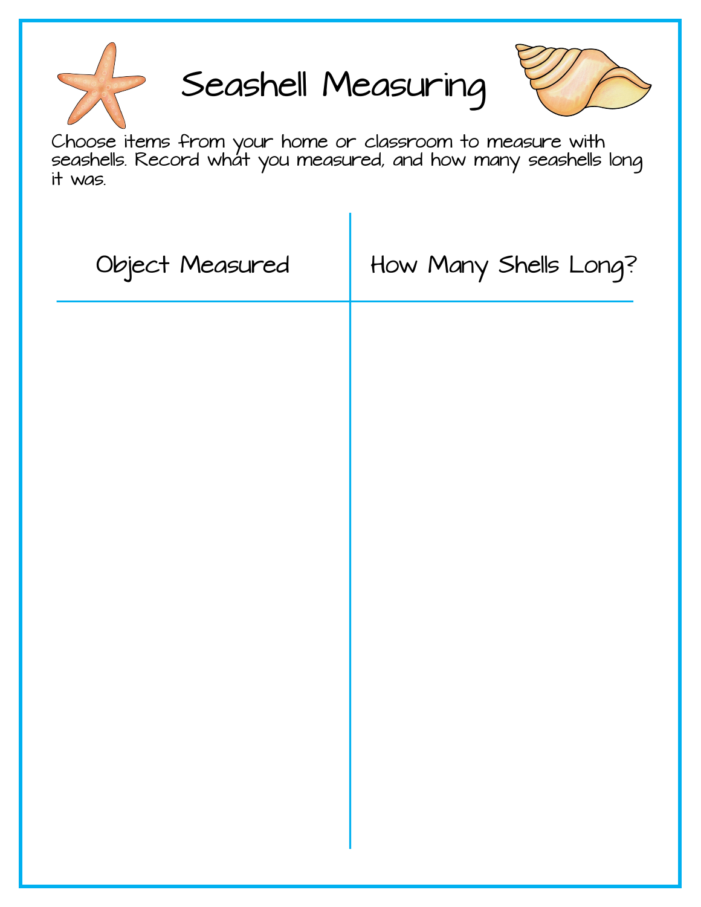# Seashell Measuring

Choose items from your home or classroom to measure with seashells. Record what you measured, and how many seashells long it was.

| Object Measured | How Many Shells Long? |
|---|---|
| | |